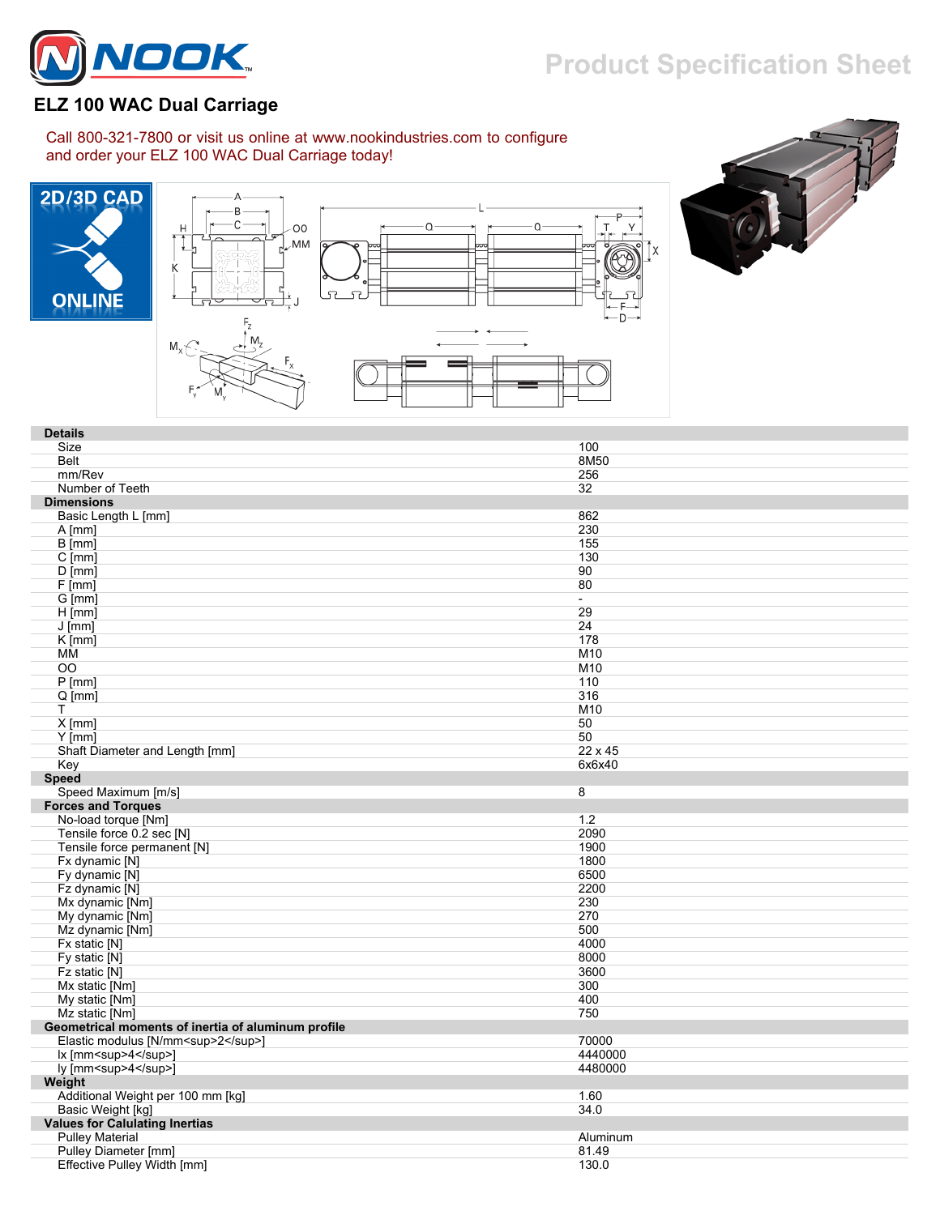# NOOK

Product Specification Sheet

## ELZ 100 WAC Dual Carriage

Call 800-321-7800 or visit us online at www.nookindustries.com to configure and order your ELZ 100 WAC Dual Carriage today!

2D/3D CAD ONLINE

| Details | |
|---|---|
| Size | 100 |
| Belt | 8M50 |
| mm/Rev | 256 |
| Number of Teeth | 32 |
| **Dimensions** | |
| Basic Length L [mm] | 862 |
| A [mm] | 230 |
| B [mm] | 155 |
| C [mm] | 130 |
| D [mm] | 90 |
| F [mm] | 80 |
| G [mm] | - |
| H [mm] | 29 |
| J [mm] | 24 |
| K [mm] | 178 |
| MM | M10 |
| OO | M10 |
| P [mm] | 110 |
| Q [mm] | 316 |
| T | M10 |
| X [mm] | 50 |
| Y [mm] | 50 |
| Shaft Diameter and Length [mm] | 22 x 45 |
| Key | 6x6x40 |
| **Speed** | |
| Speed Maximum [m/s] | 8 |
| **Forces and Torques** | |
| No-load torque [Nm] | 1.2 |
| Tensile force 0.2 sec [N] | 2090 |
| Tensile force permanent [N] | 1900 |
| Fx dynamic [N] | 1800 |
| Fy dynamic [N] | 6500 |
| Fz dynamic [N] | 2200 |
| Mx dynamic [Nm] | 230 |
| My dynamic [Nm] | 270 |
| Mz dynamic [Nm] | 500 |
| Fx static [N] | 4000 |
| Fy static [N] | 8000 |
| Fz static [N] | 3600 |
| Mx static [Nm] | 300 |
| My static [Nm] | 400 |
| Mz static [Nm] | 750 |
| **Geometrical moments of inertia of aluminum profile** | |
| Elastic modulus [N/mm<sup>2</sup>] | 70000 |
| Ix [mm<sup>4</sup>] | 4440000 |
| Iy [mm<sup>4</sup>] | 4480000 |
| **Weight** | |
| Additional Weight per 100 mm [kg] | 1.60 |
| Basic Weight [kg] | 34.0 |
| **Values for Calulating Inertias** | |
| Pulley Material | Aluminum |
| Pulley Diameter [mm] | 81.49 |
| Effective Pulley Width [mm] | 130.0 |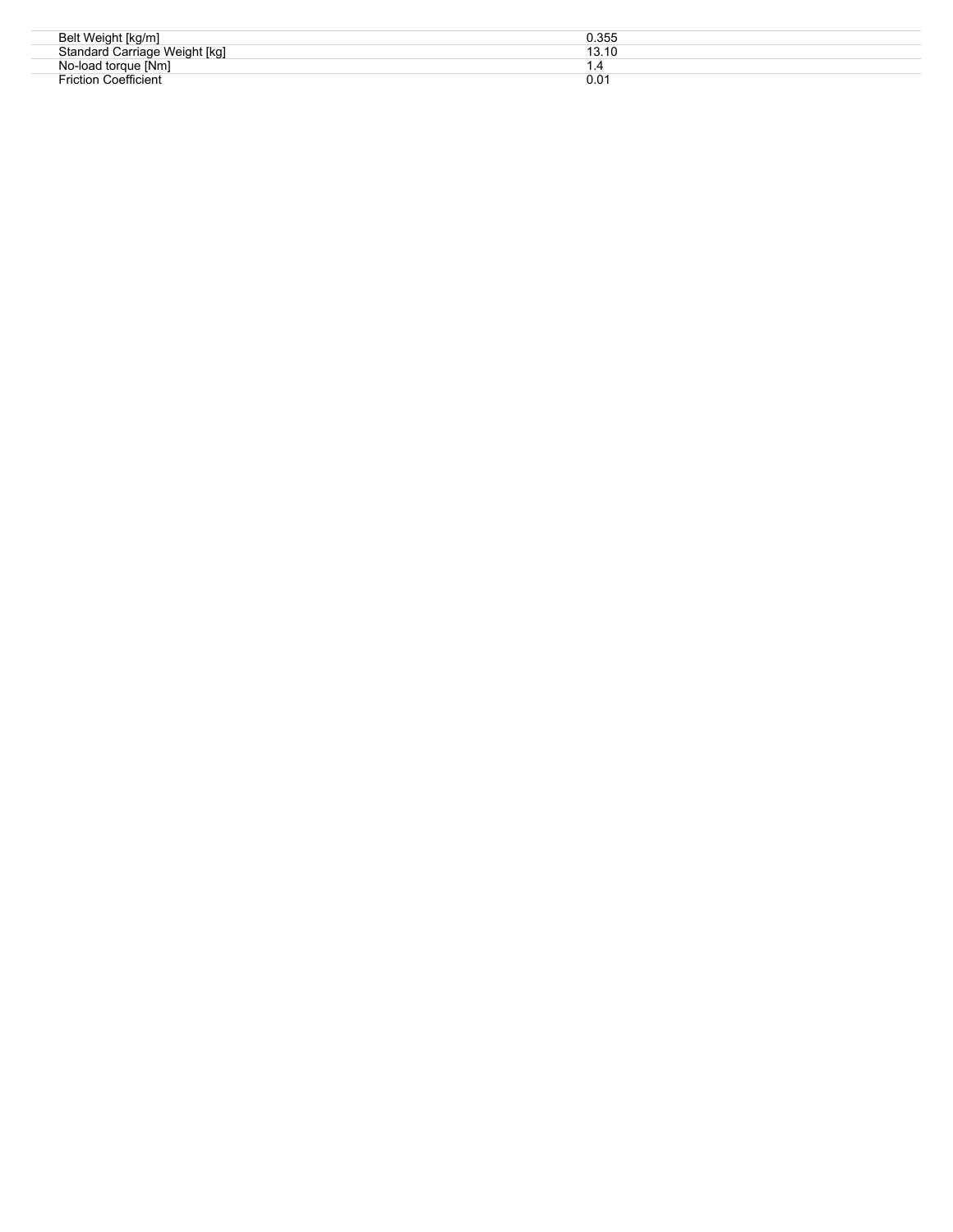| | |
|---|---|
| Belt Weight [kg/m] | 0.355 |
| Standard Carriage Weight [kg] | 13.10 |
| No-load torque [Nm] | 1.4 |
| Friction Coefficient | 0.01 |